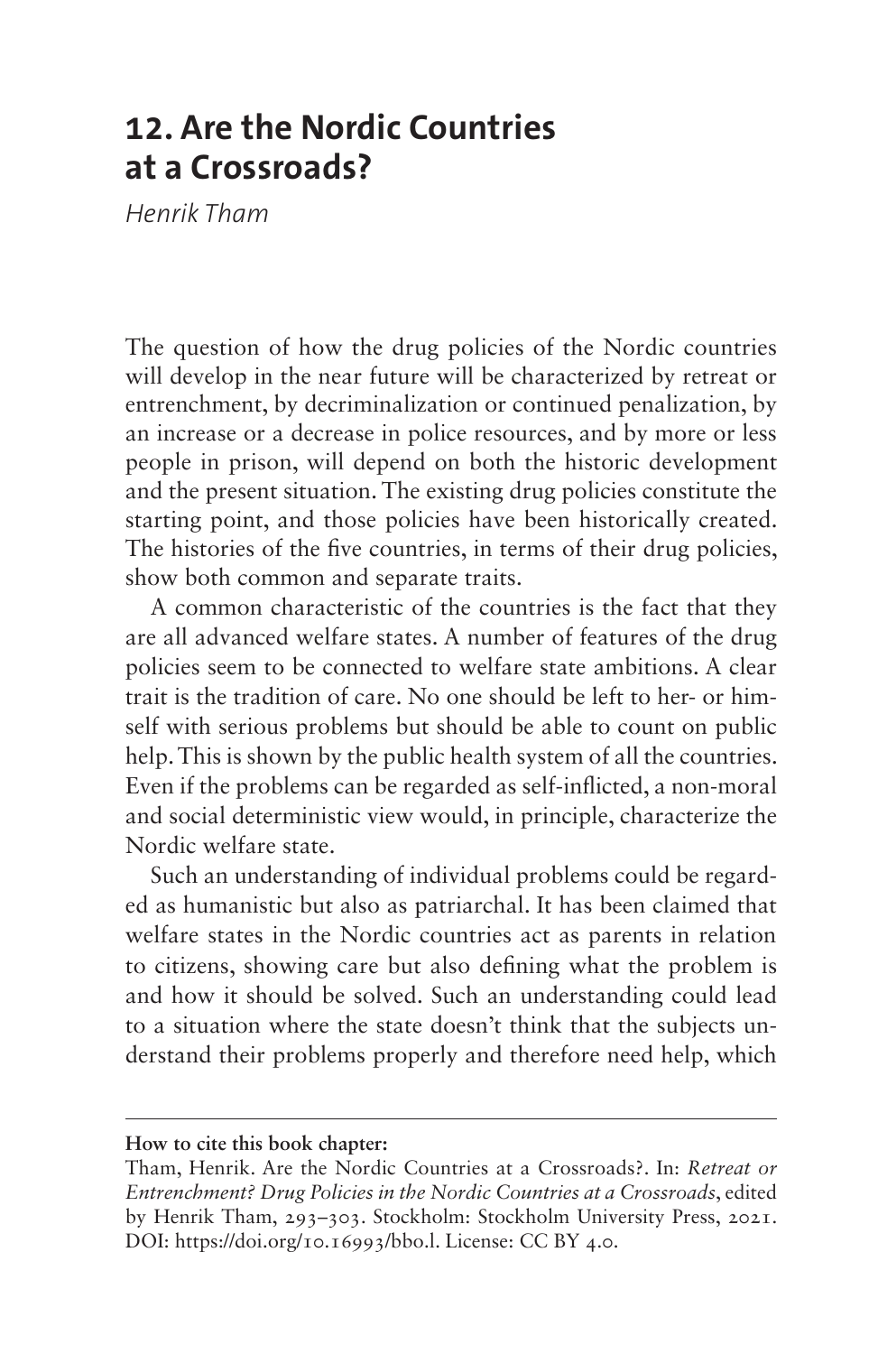# 12. Are the Nordic Countries at a Crossroads?

*Henrik Tham*

The question of how the drug policies of the Nordic countries will develop in the near future will be characterized by retreat or entrenchment, by decriminalization or continued penalization, by an increase or a decrease in police resources, and by more or less people in prison, will depend on both the historic development and the present situation. The existing drug policies constitute the starting point, and those policies have been historically created. The histories of the five countries, in terms of their drug policies, show both common and separate traits.

A common characteristic of the countries is the fact that they are all advanced welfare states. A number of features of the drug policies seem to be connected to welfare state ambitions. A clear trait is the tradition of care. No one should be left to her- or himself with serious problems but should be able to count on public help. This is shown by the public health system of all the countries. Even if the problems can be regarded as self-inflicted, a non-moral and social deterministic view would, in principle, characterize the Nordic welfare state.

Such an understanding of individual problems could be regarded as humanistic but also as patriarchal. It has been claimed that welfare states in the Nordic countries act as parents in relation to citizens, showing care but also defining what the problem is and how it should be solved. Such an understanding could lead to a situation where the state doesn't think that the subjects understand their problems properly and therefore need help, which

---

**How to cite this book chapter:**

Tham, Henrik. Are the Nordic Countries at a Crossroads?. In: *Retreat or Entrenchment? Drug Policies in the Nordic Countries at a Crossroads*, edited by Henrik Tham, 293–303. Stockholm: Stockholm University Press, 2021. DOI: https://doi.org/10.16993/bbo.l. License: CC BY 4.0.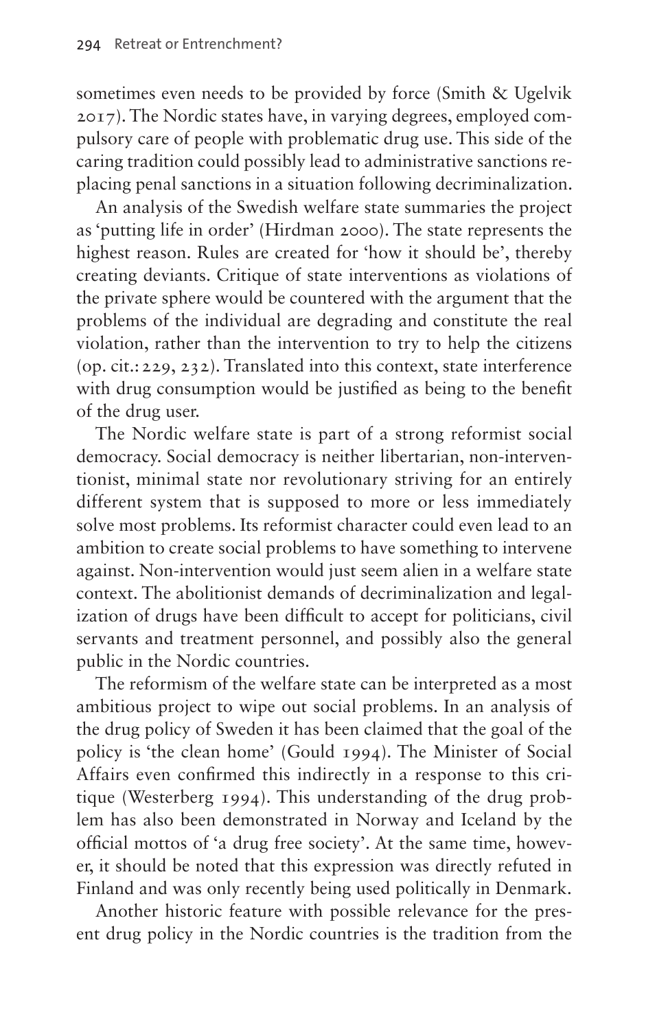sometimes even needs to be provided by force (Smith & Ugelvik 2017). The Nordic states have, in varying degrees, employed compulsory care of people with problematic drug use. This side of the caring tradition could possibly lead to administrative sanctions replacing penal sanctions in a situation following decriminalization.

An analysis of the Swedish welfare state summaries the project as 'putting life in order' (Hirdman 2000). The state represents the highest reason. Rules are created for 'how it should be', thereby creating deviants. Critique of state interventions as violations of the private sphere would be countered with the argument that the problems of the individual are degrading and constitute the real violation, rather than the intervention to try to help the citizens (op. cit.: 229, 232). Translated into this context, state interference with drug consumption would be justified as being to the benefit of the drug user.

The Nordic welfare state is part of a strong reformist social democracy. Social democracy is neither libertarian, non-interventionist, minimal state nor revolutionary striving for an entirely different system that is supposed to more or less immediately solve most problems. Its reformist character could even lead to an ambition to create social problems to have something to intervene against. Non-intervention would just seem alien in a welfare state context. The abolitionist demands of decriminalization and legalization of drugs have been difficult to accept for politicians, civil servants and treatment personnel, and possibly also the general public in the Nordic countries.

The reformism of the welfare state can be interpreted as a most ambitious project to wipe out social problems. In an analysis of the drug policy of Sweden it has been claimed that the goal of the policy is 'the clean home' (Gould 1994). The Minister of Social Affairs even confirmed this indirectly in a response to this critique (Westerberg 1994). This understanding of the drug problem has also been demonstrated in Norway and Iceland by the official mottos of 'a drug free society'. At the same time, however, it should be noted that this expression was directly refuted in Finland and was only recently being used politically in Denmark.

Another historic feature with possible relevance for the present drug policy in the Nordic countries is the tradition from the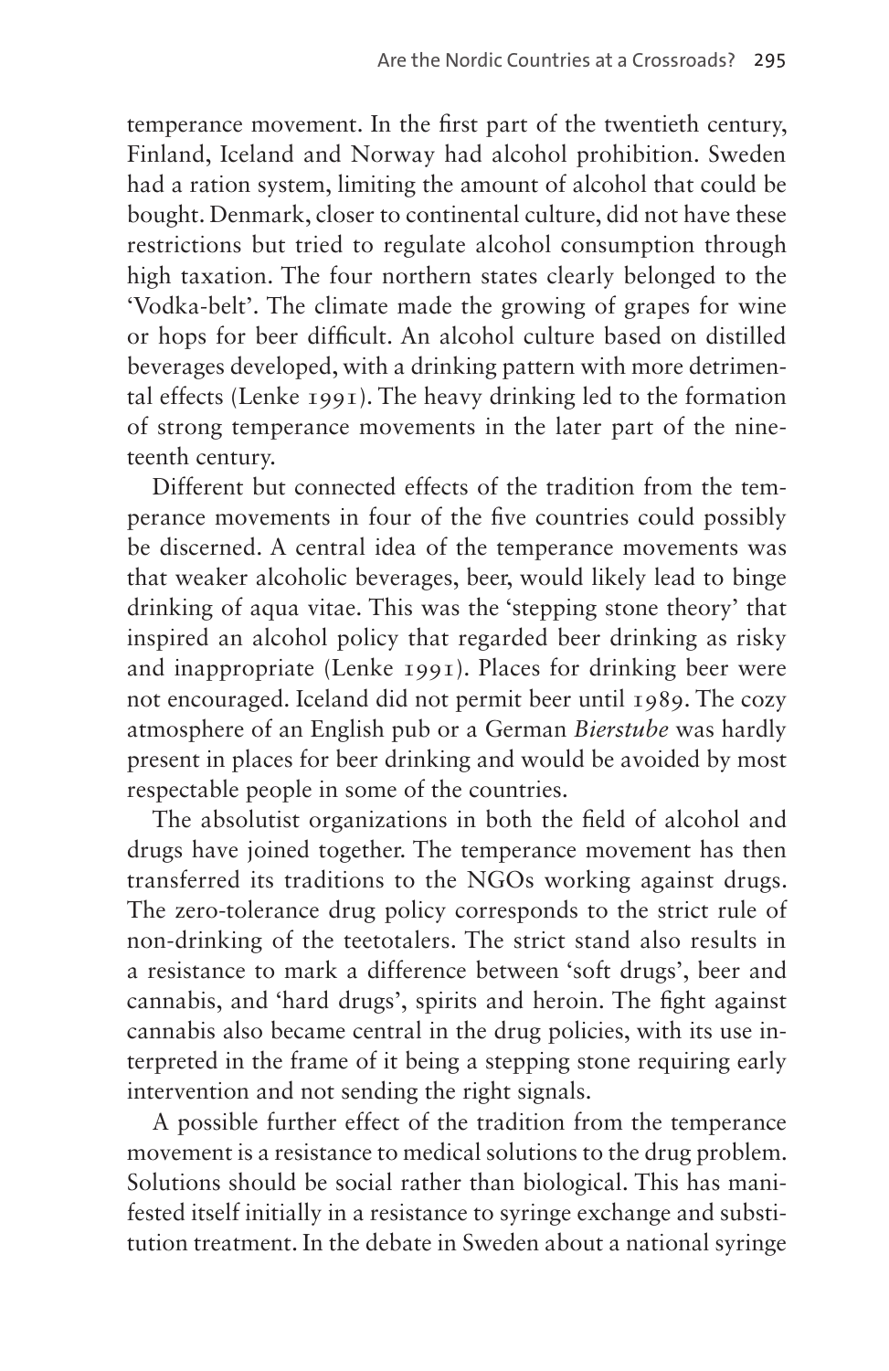temperance movement. In the first part of the twentieth century, Finland, Iceland and Norway had alcohol prohibition. Sweden had a ration system, limiting the amount of alcohol that could be bought. Denmark, closer to continental culture, did not have these restrictions but tried to regulate alcohol consumption through high taxation. The four northern states clearly belonged to the 'Vodka-belt'. The climate made the growing of grapes for wine or hops for beer difficult. An alcohol culture based on distilled beverages developed, with a drinking pattern with more detrimental effects (Lenke 1991). The heavy drinking led to the formation of strong temperance movements in the later part of the nineteenth century.

Different but connected effects of the tradition from the temperance movements in four of the five countries could possibly be discerned. A central idea of the temperance movements was that weaker alcoholic beverages, beer, would likely lead to binge drinking of aqua vitae. This was the 'stepping stone theory' that inspired an alcohol policy that regarded beer drinking as risky and inappropriate (Lenke 1991). Places for drinking beer were not encouraged. Iceland did not permit beer until 1989. The cozy atmosphere of an English pub or a German *Bierstube* was hardly present in places for beer drinking and would be avoided by most respectable people in some of the countries.

The absolutist organizations in both the field of alcohol and drugs have joined together. The temperance movement has then transferred its traditions to the NGOs working against drugs. The zero-tolerance drug policy corresponds to the strict rule of non-drinking of the teetotalers. The strict stand also results in a resistance to mark a difference between 'soft drugs', beer and cannabis, and 'hard drugs', spirits and heroin. The fight against cannabis also became central in the drug policies, with its use interpreted in the frame of it being a stepping stone requiring early intervention and not sending the right signals.

A possible further effect of the tradition from the temperance movement is a resistance to medical solutions to the drug problem. Solutions should be social rather than biological. This has manifested itself initially in a resistance to syringe exchange and substitution treatment. In the debate in Sweden about a national syringe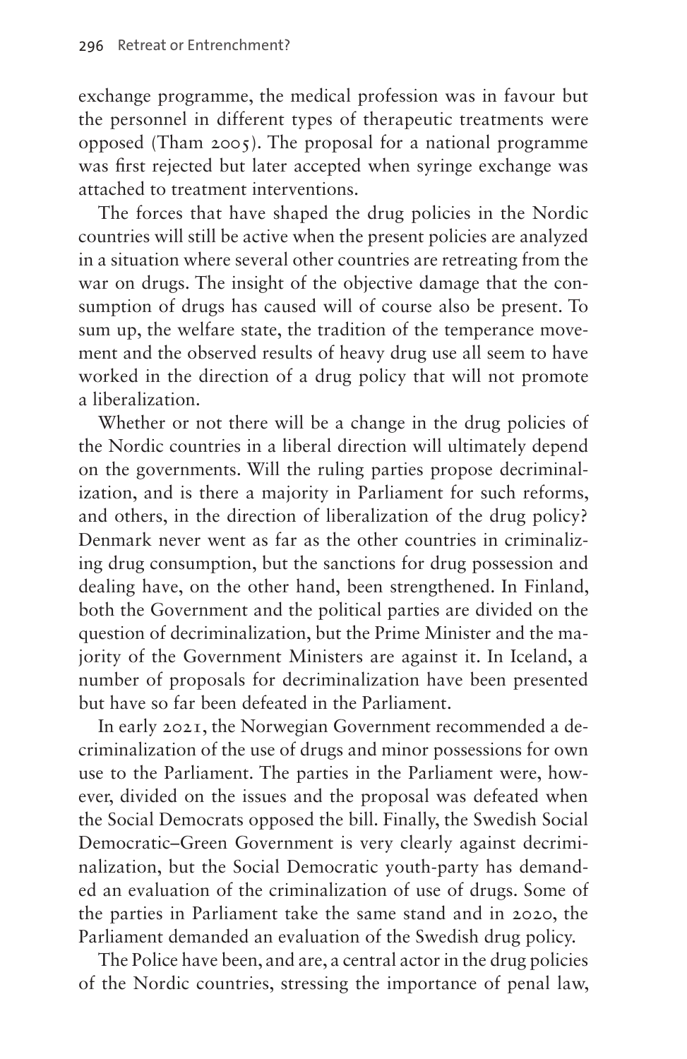exchange programme, the medical profession was in favour but the personnel in different types of therapeutic treatments were opposed (Tham 2005). The proposal for a national programme was first rejected but later accepted when syringe exchange was attached to treatment interventions.

The forces that have shaped the drug policies in the Nordic countries will still be active when the present policies are analyzed in a situation where several other countries are retreating from the war on drugs. The insight of the objective damage that the consumption of drugs has caused will of course also be present. To sum up, the welfare state, the tradition of the temperance movement and the observed results of heavy drug use all seem to have worked in the direction of a drug policy that will not promote a liberalization.

Whether or not there will be a change in the drug policies of the Nordic countries in a liberal direction will ultimately depend on the governments. Will the ruling parties propose decriminalization, and is there a majority in Parliament for such reforms, and others, in the direction of liberalization of the drug policy? Denmark never went as far as the other countries in criminalizing drug consumption, but the sanctions for drug possession and dealing have, on the other hand, been strengthened. In Finland, both the Government and the political parties are divided on the question of decriminalization, but the Prime Minister and the majority of the Government Ministers are against it. In Iceland, a number of proposals for decriminalization have been presented but have so far been defeated in the Parliament.

In early 2021, the Norwegian Government recommended a decriminalization of the use of drugs and minor possessions for own use to the Parliament. The parties in the Parliament were, however, divided on the issues and the proposal was defeated when the Social Democrats opposed the bill. Finally, the Swedish Social Democratic–Green Government is very clearly against decriminalization, but the Social Democratic youth-party has demanded an evaluation of the criminalization of use of drugs. Some of the parties in Parliament take the same stand and in 2020, the Parliament demanded an evaluation of the Swedish drug policy.

The Police have been, and are, a central actor in the drug policies of the Nordic countries, stressing the importance of penal law,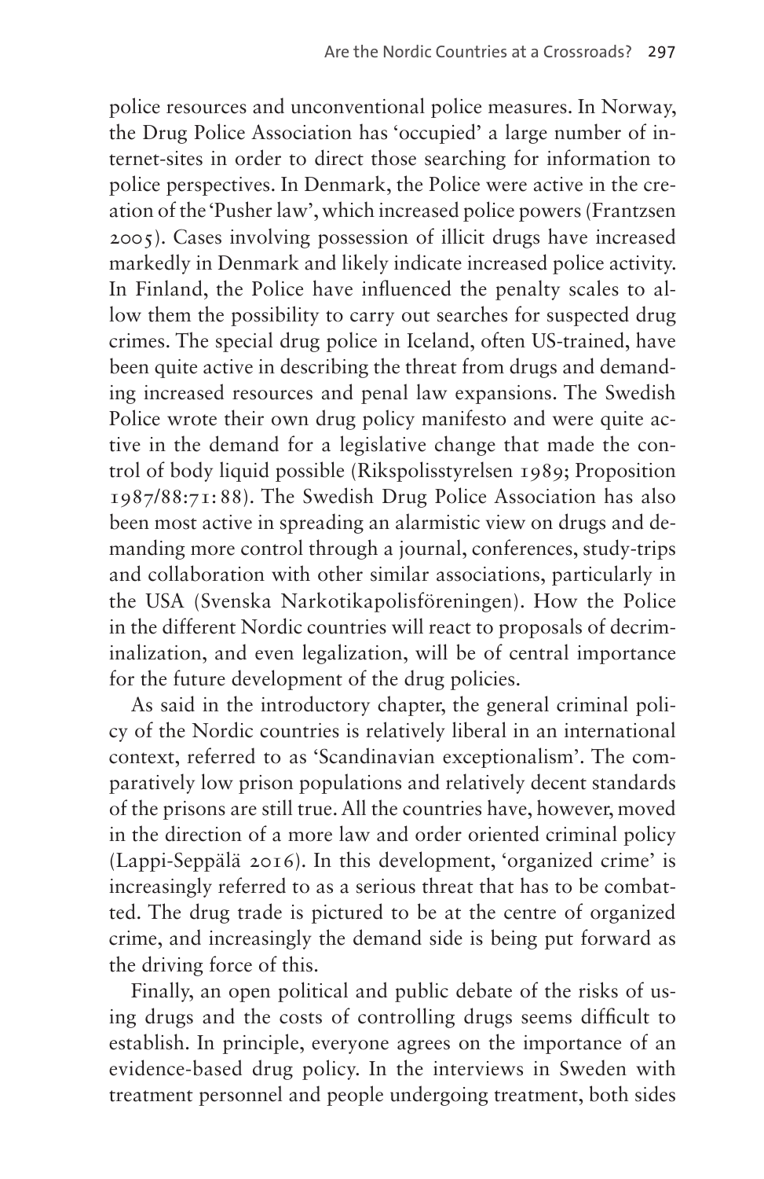police resources and unconventional police measures. In Norway, the Drug Police Association has 'occupied' a large number of internet-sites in order to direct those searching for information to police perspectives. In Denmark, the Police were active in the creation of the 'Pusher law', which increased police powers (Frantzsen 2005). Cases involving possession of illicit drugs have increased markedly in Denmark and likely indicate increased police activity. In Finland, the Police have influenced the penalty scales to allow them the possibility to carry out searches for suspected drug crimes. The special drug police in Iceland, often US-trained, have been quite active in describing the threat from drugs and demanding increased resources and penal law expansions. The Swedish Police wrote their own drug policy manifesto and were quite active in the demand for a legislative change that made the control of body liquid possible (Rikspolisstyrelsen 1989; Proposition 1987/88:71:88). The Swedish Drug Police Association has also been most active in spreading an alarmistic view on drugs and demanding more control through a journal, conferences, study-trips and collaboration with other similar associations, particularly in the USA (Svenska Narkotikapolisföreningen). How the Police in the different Nordic countries will react to proposals of decriminalization, and even legalization, will be of central importance for the future development of the drug policies.

As said in the introductory chapter, the general criminal policy of the Nordic countries is relatively liberal in an international context, referred to as 'Scandinavian exceptionalism'. The comparatively low prison populations and relatively decent standards of the prisons are still true. All the countries have, however, moved in the direction of a more law and order oriented criminal policy (Lappi-Seppälä 2016). In this development, 'organized crime' is increasingly referred to as a serious threat that has to be combatted. The drug trade is pictured to be at the centre of organized crime, and increasingly the demand side is being put forward as the driving force of this.

Finally, an open political and public debate of the risks of using drugs and the costs of controlling drugs seems difficult to establish. In principle, everyone agrees on the importance of an evidence-based drug policy. In the interviews in Sweden with treatment personnel and people undergoing treatment, both sides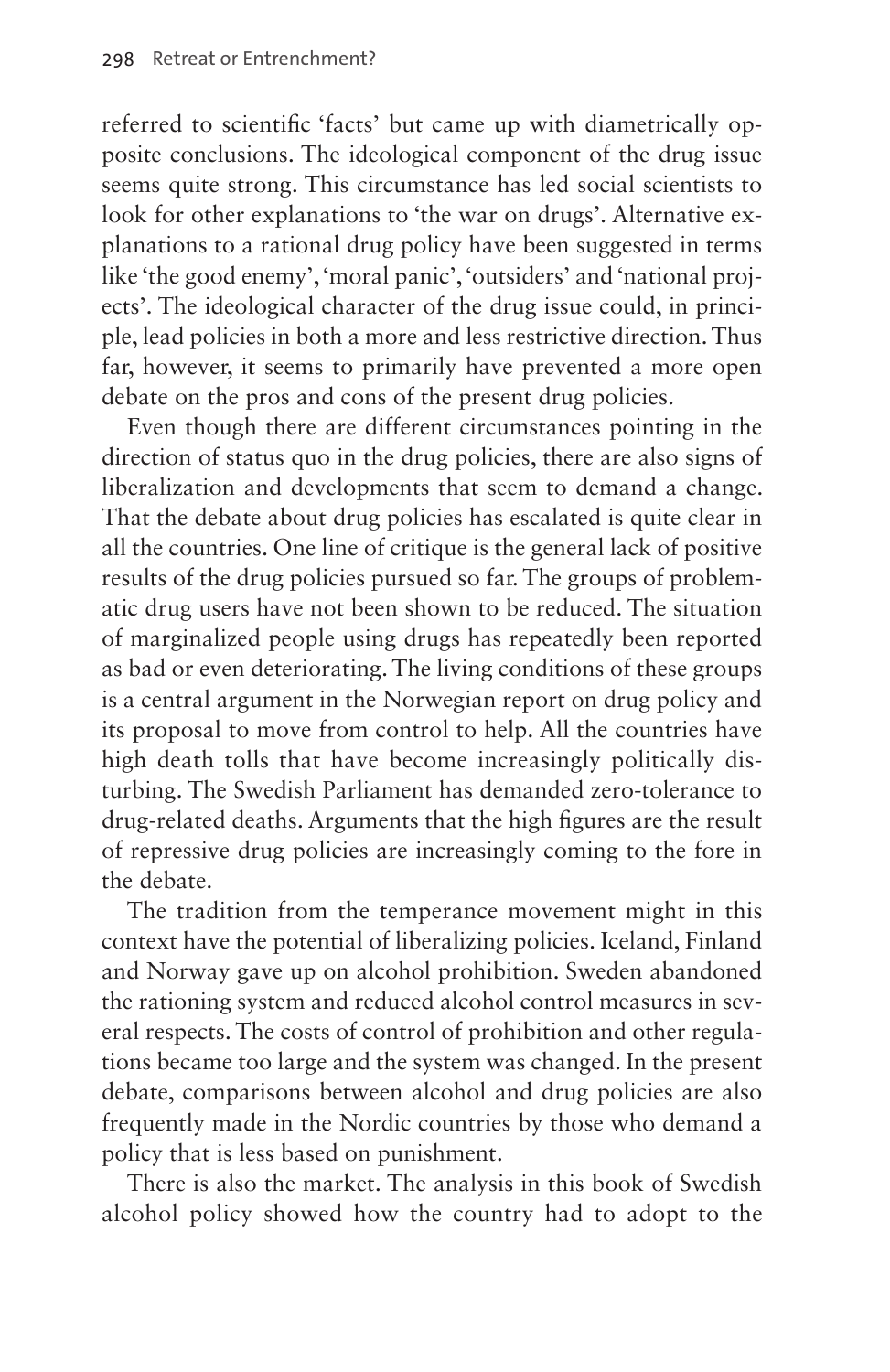referred to scientific 'facts' but came up with diametrically opposite conclusions. The ideological component of the drug issue seems quite strong. This circumstance has led social scientists to look for other explanations to 'the war on drugs'. Alternative explanations to a rational drug policy have been suggested in terms like 'the good enemy', 'moral panic', 'outsiders' and 'national projects'. The ideological character of the drug issue could, in principle, lead policies in both a more and less restrictive direction. Thus far, however, it seems to primarily have prevented a more open debate on the pros and cons of the present drug policies.

Even though there are different circumstances pointing in the direction of status quo in the drug policies, there are also signs of liberalization and developments that seem to demand a change. That the debate about drug policies has escalated is quite clear in all the countries. One line of critique is the general lack of positive results of the drug policies pursued so far. The groups of problematic drug users have not been shown to be reduced. The situation of marginalized people using drugs has repeatedly been reported as bad or even deteriorating. The living conditions of these groups is a central argument in the Norwegian report on drug policy and its proposal to move from control to help. All the countries have high death tolls that have become increasingly politically disturbing. The Swedish Parliament has demanded zero-tolerance to drug-related deaths. Arguments that the high figures are the result of repressive drug policies are increasingly coming to the fore in the debate.

The tradition from the temperance movement might in this context have the potential of liberalizing policies. Iceland, Finland and Norway gave up on alcohol prohibition. Sweden abandoned the rationing system and reduced alcohol control measures in several respects. The costs of control of prohibition and other regulations became too large and the system was changed. In the present debate, comparisons between alcohol and drug policies are also frequently made in the Nordic countries by those who demand a policy that is less based on punishment.

There is also the market. The analysis in this book of Swedish alcohol policy showed how the country had to adopt to the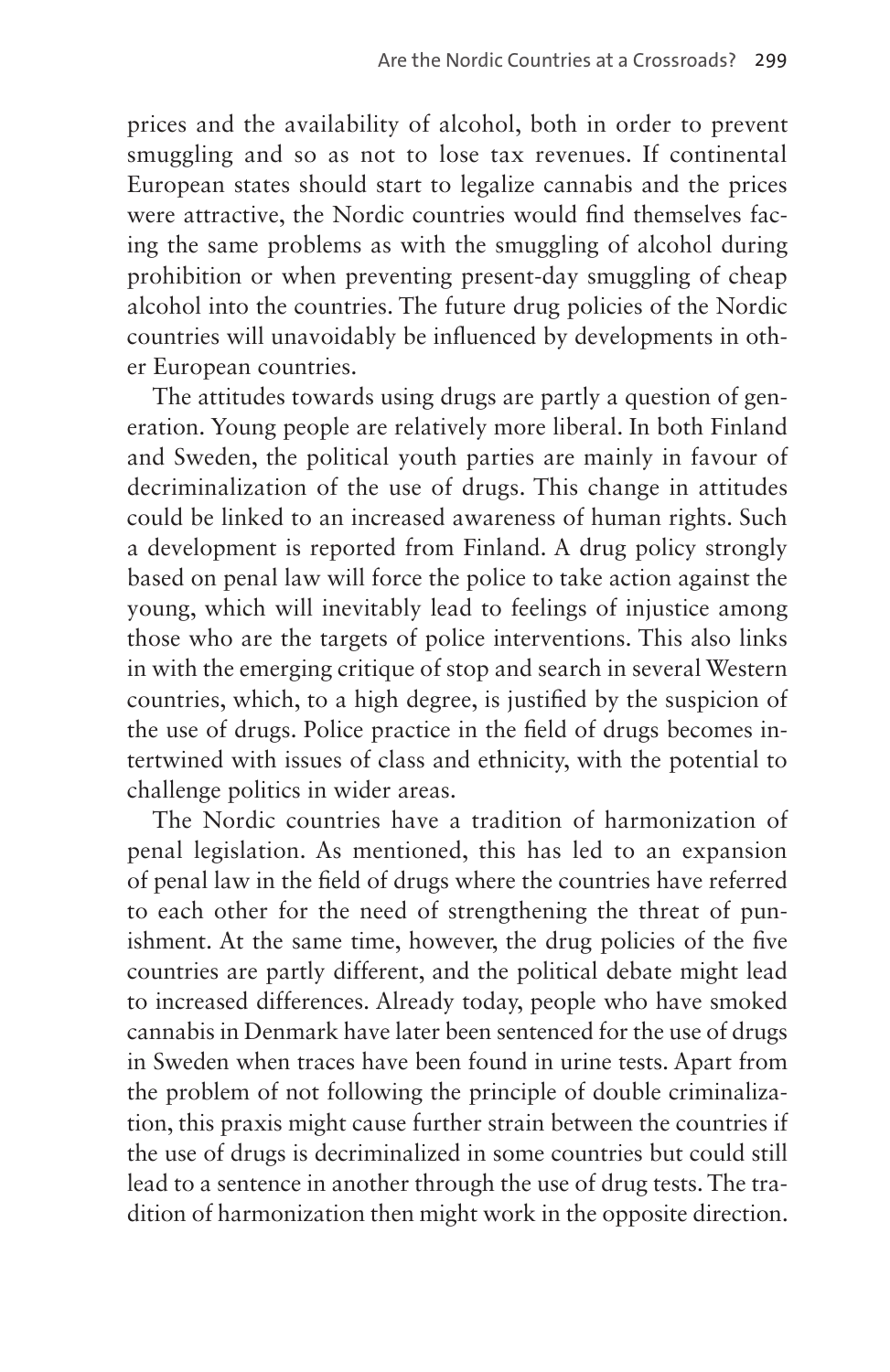prices and the availability of alcohol, both in order to prevent smuggling and so as not to lose tax revenues. If continental European states should start to legalize cannabis and the prices were attractive, the Nordic countries would find themselves facing the same problems as with the smuggling of alcohol during prohibition or when preventing present-day smuggling of cheap alcohol into the countries. The future drug policies of the Nordic countries will unavoidably be influenced by developments in other European countries.

The attitudes towards using drugs are partly a question of generation. Young people are relatively more liberal. In both Finland and Sweden, the political youth parties are mainly in favour of decriminalization of the use of drugs. This change in attitudes could be linked to an increased awareness of human rights. Such a development is reported from Finland. A drug policy strongly based on penal law will force the police to take action against the young, which will inevitably lead to feelings of injustice among those who are the targets of police interventions. This also links in with the emerging critique of stop and search in several Western countries, which, to a high degree, is justified by the suspicion of the use of drugs. Police practice in the field of drugs becomes intertwined with issues of class and ethnicity, with the potential to challenge politics in wider areas.

The Nordic countries have a tradition of harmonization of penal legislation. As mentioned, this has led to an expansion of penal law in the field of drugs where the countries have referred to each other for the need of strengthening the threat of punishment. At the same time, however, the drug policies of the five countries are partly different, and the political debate might lead to increased differences. Already today, people who have smoked cannabis in Denmark have later been sentenced for the use of drugs in Sweden when traces have been found in urine tests. Apart from the problem of not following the principle of double criminalization, this praxis might cause further strain between the countries if the use of drugs is decriminalized in some countries but could still lead to a sentence in another through the use of drug tests. The tradition of harmonization then might work in the opposite direction.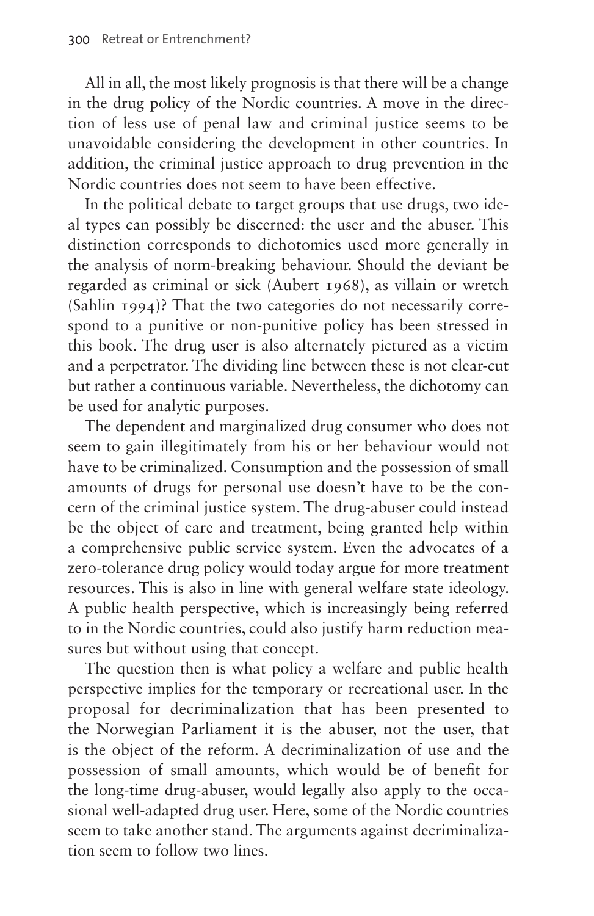All in all, the most likely prognosis is that there will be a change in the drug policy of the Nordic countries. A move in the direction of less use of penal law and criminal justice seems to be unavoidable considering the development in other countries. In addition, the criminal justice approach to drug prevention in the Nordic countries does not seem to have been effective.

In the political debate to target groups that use drugs, two ideal types can possibly be discerned: the user and the abuser. This distinction corresponds to dichotomies used more generally in the analysis of norm-breaking behaviour. Should the deviant be regarded as criminal or sick (Aubert 1968), as villain or wretch (Sahlin 1994)? That the two categories do not necessarily correspond to a punitive or non-punitive policy has been stressed in this book. The drug user is also alternately pictured as a victim and a perpetrator. The dividing line between these is not clear-cut but rather a continuous variable. Nevertheless, the dichotomy can be used for analytic purposes.

The dependent and marginalized drug consumer who does not seem to gain illegitimately from his or her behaviour would not have to be criminalized. Consumption and the possession of small amounts of drugs for personal use doesn't have to be the concern of the criminal justice system. The drug-abuser could instead be the object of care and treatment, being granted help within a comprehensive public service system. Even the advocates of a zero-tolerance drug policy would today argue for more treatment resources. This is also in line with general welfare state ideology. A public health perspective, which is increasingly being referred to in the Nordic countries, could also justify harm reduction measures but without using that concept.

The question then is what policy a welfare and public health perspective implies for the temporary or recreational user. In the proposal for decriminalization that has been presented to the Norwegian Parliament it is the abuser, not the user, that is the object of the reform. A decriminalization of use and the possession of small amounts, which would be of benefit for the long-time drug-abuser, would legally also apply to the occasional well-adapted drug user. Here, some of the Nordic countries seem to take another stand. The arguments against decriminalization seem to follow two lines.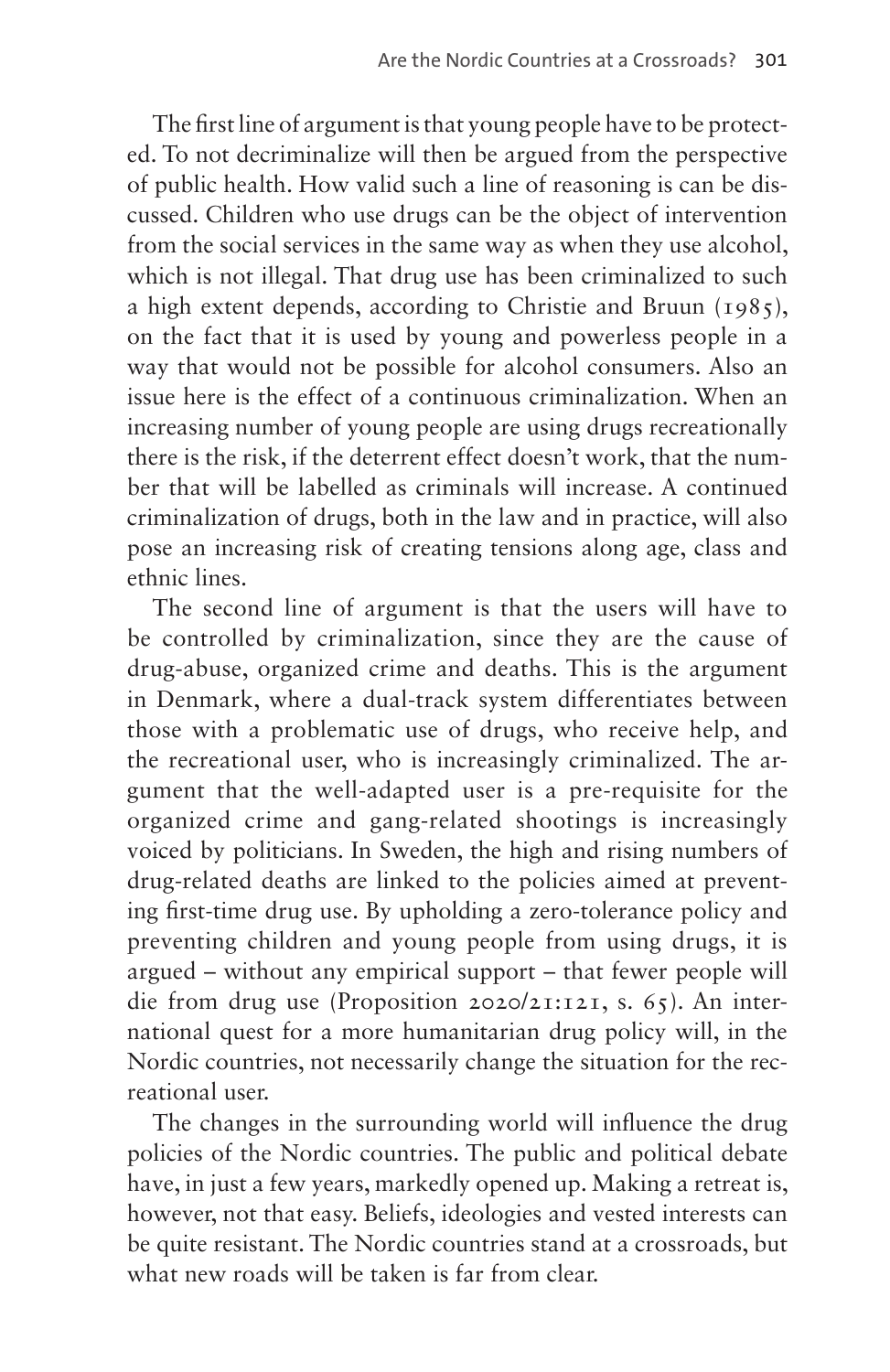The first line of argument is that young people have to be protected. To not decriminalize will then be argued from the perspective of public health. How valid such a line of reasoning is can be discussed. Children who use drugs can be the object of intervention from the social services in the same way as when they use alcohol, which is not illegal. That drug use has been criminalized to such a high extent depends, according to Christie and Bruun (1985), on the fact that it is used by young and powerless people in a way that would not be possible for alcohol consumers. Also an issue here is the effect of a continuous criminalization. When an increasing number of young people are using drugs recreationally there is the risk, if the deterrent effect doesn't work, that the number that will be labelled as criminals will increase. A continued criminalization of drugs, both in the law and in practice, will also pose an increasing risk of creating tensions along age, class and ethnic lines.

The second line of argument is that the users will have to be controlled by criminalization, since they are the cause of drug-abuse, organized crime and deaths. This is the argument in Denmark, where a dual-track system differentiates between those with a problematic use of drugs, who receive help, and the recreational user, who is increasingly criminalized. The argument that the well-adapted user is a pre-requisite for the organized crime and gang-related shootings is increasingly voiced by politicians. In Sweden, the high and rising numbers of drug-related deaths are linked to the policies aimed at preventing first-time drug use. By upholding a zero-tolerance policy and preventing children and young people from using drugs, it is argued – without any empirical support – that fewer people will die from drug use (Proposition 2020/21:121, s. 65). An international quest for a more humanitarian drug policy will, in the Nordic countries, not necessarily change the situation for the recreational user.

The changes in the surrounding world will influence the drug policies of the Nordic countries. The public and political debate have, in just a few years, markedly opened up. Making a retreat is, however, not that easy. Beliefs, ideologies and vested interests can be quite resistant. The Nordic countries stand at a crossroads, but what new roads will be taken is far from clear.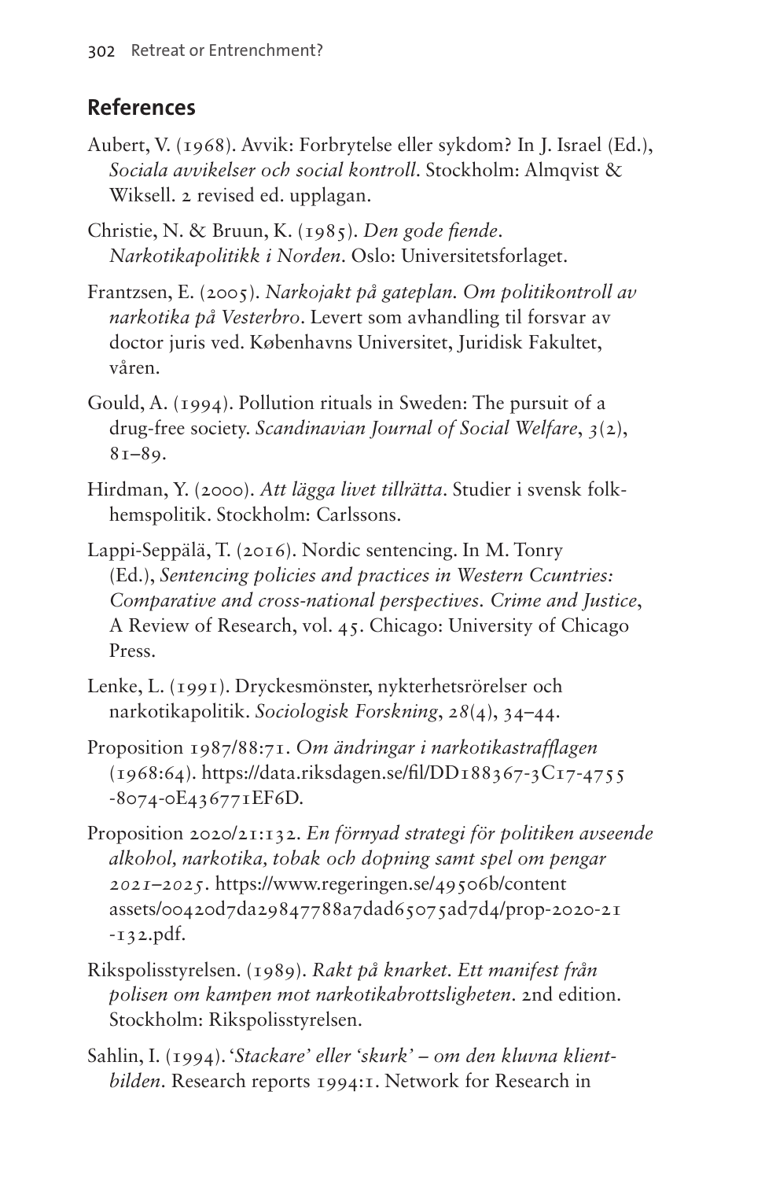## References

Aubert, V. (1968). Avvik: Forbrytelse eller sykdom? In J. Israel (Ed.), *Sociala avvikelser och social kontroll*. Stockholm: Almqvist & Wiksell. 2 revised ed. upplagan.

Christie, N. & Bruun, K. (1985). *Den gode fiende. Narkotikapolitikk i Norden*. Oslo: Universitetsforlaget.

Frantzsen, E. (2005). *Narkojakt på gateplan. Om politikontroll av narkotika på Vesterbro*. Levert som avhandling til forsvar av doctor juris ved. Københavns Universitet, Juridisk Fakultet, våren.

Gould, A. (1994). Pollution rituals in Sweden: The pursuit of a drug-free society. *Scandinavian Journal of Social Welfare*, *3*(2), 81–89.

Hirdman, Y. (2000). *Att lägga livet tillrätta*. Studier i svensk folkhemspolitik. Stockholm: Carlssons.

Lappi-Seppälä, T. (2016). Nordic sentencing. In M. Tonry (Ed.), *Sentencing policies and practices in Western Ccuntries: Comparative and cross-national perspectives. Crime and Justice*, A Review of Research, vol. 45. Chicago: University of Chicago Press.

Lenke, L. (1991). Dryckesmönster, nykterhetsrörelser och narkotikapolitik. *Sociologisk Forskning*, *28*(4), 34–44.

Proposition 1987/88:71. *Om ändringar i narkotikastrafflagen* (1968:64). https://data.riksdagen.se/fil/DD188367-3C17-4755-8074-0E436771EF6D.

Proposition 2020/21:132. *En förnyad strategi för politiken avseende alkohol, narkotika, tobak och dopning samt spel om pengar 2021–2025*. https://www.regeringen.se/49506b/contentassets/00420d7da29847788a7dad65075ad7d4/prop-2020-21-132.pdf.

Rikspolisstyrelsen. (1989). *Rakt på knarket. Ett manifest från polisen om kampen mot narkotikabrottsligheten*. 2nd edition. Stockholm: Rikspolisstyrelsen.

Sahlin, I. (1994). '*Stackare' eller 'skurk' – om den kluvna klientbilden*. Research reports 1994:1. Network for Research in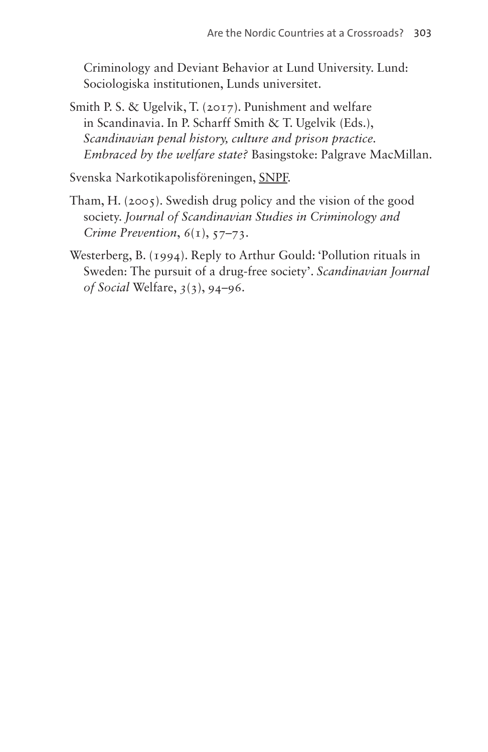Criminology and Deviant Behavior at Lund University. Lund: Sociologiska institutionen, Lunds universitet.

Smith P. S. & Ugelvik, T. (2017). Punishment and welfare in Scandinavia. In P. Scharff Smith & T. Ugelvik (Eds.), *Scandinavian penal history, culture and prison practice. Embraced by the welfare state?* Basingstoke: Palgrave MacMillan.

Svenska Narkotikapolisföreningen, SNPF.

Tham, H. (2005). Swedish drug policy and the vision of the good society. *Journal of Scandinavian Studies in Criminology and Crime Prevention*, *6*(1), 57–73.

Westerberg, B. (1994). Reply to Arthur Gould: 'Pollution rituals in Sweden: The pursuit of a drug-free society'. *Scandinavian Journal of Social* Welfare, *3*(3), 94–96.